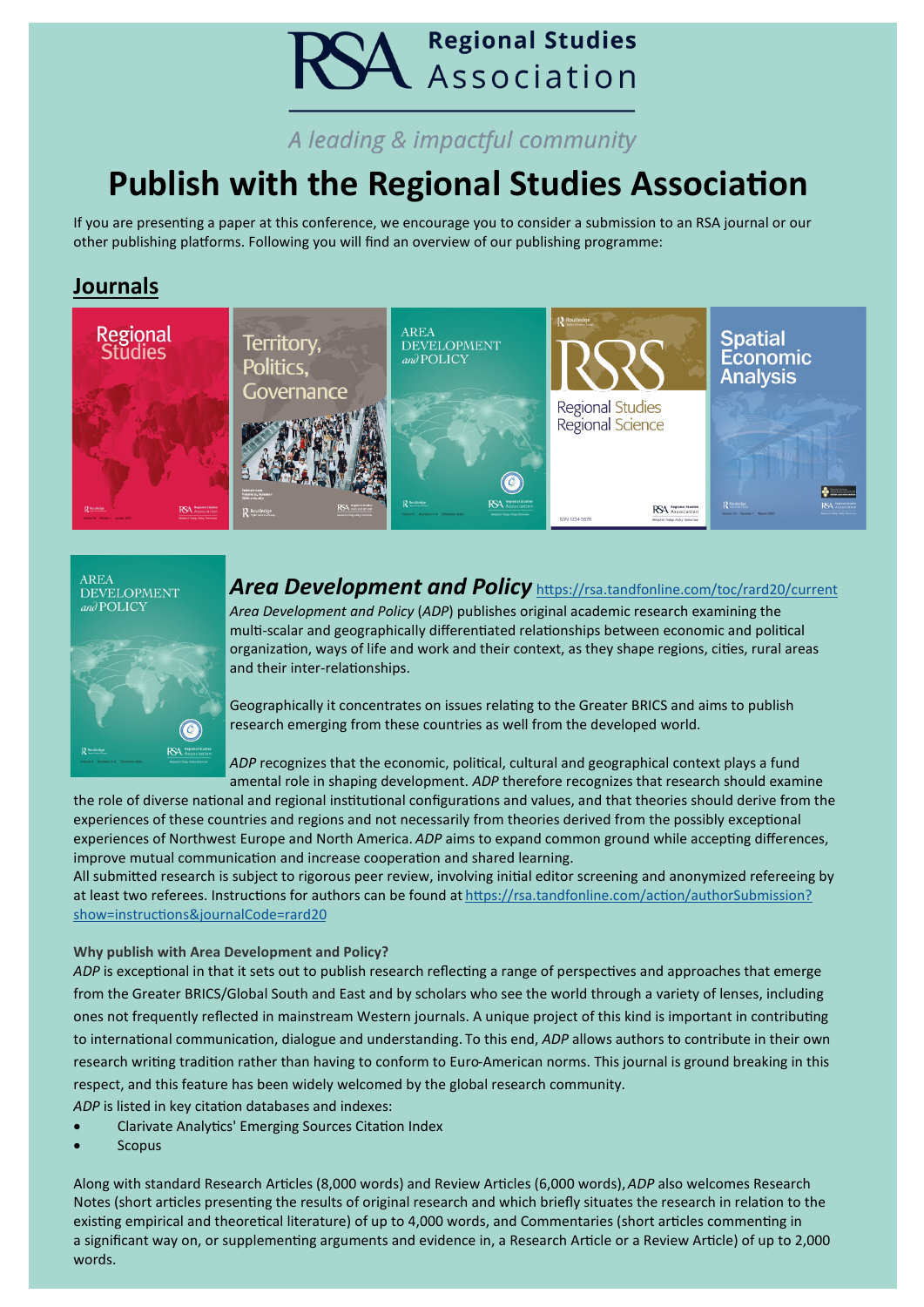Regional Studies Association

*A leading & impactful community*

# Publish with the Regional Studies Association

If you are presenting a paper at this conference, we encourage you to consider a submission to an RSA journal or our other publishing platforms. Following you will find an overview of our publishing programme:

## Journals

### *Area Development and Policy* https://rsa.tandfonline.com/toc/rard20/current

*Area Development and Policy* (*ADP*) publishes original academic research examining the multi-scalar and geographically differentiated relationships between economic and political organization, ways of life and work and their context, as they shape regions, cities, rural areas and their inter-relationships.

Geographically it concentrates on issues relating to the Greater BRICS and aims to publish research emerging from these countries as well from the developed world.

*ADP* recognizes that the economic, political, cultural and geographical context plays a fund amental role in shaping development. *ADP* therefore recognizes that research should examine the role of diverse national and regional institutional configurations and values, and that theories should derive from the experiences of these countries and regions and not necessarily from theories derived from the possibly exceptional experiences of Northwest Europe and North America. *ADP* aims to expand common ground while accepting differences, improve mutual communication and increase cooperation and shared learning.

All submitted research is subject to rigorous peer review, involving initial editor screening and anonymized refereeing by at least two referees. Instructions for authors can be found at https://rsa.tandfonline.com/action/authorSubmission?show=instructions&journalCode=rard20

**Why publish with Area Development and Policy?**

*ADP* is exceptional in that it sets out to publish research reflecting a range of perspectives and approaches that emerge from the Greater BRICS/Global South and East and by scholars who see the world through a variety of lenses, including ones not frequently reflected in mainstream Western journals. A unique project of this kind is important in contributing to international communication, dialogue and understanding. To this end, *ADP* allows authors to contribute in their own research writing tradition rather than having to conform to Euro-American norms. This journal is ground breaking in this respect, and this feature has been widely welcomed by the global research community.

*ADP* is listed in key citation databases and indexes:

- Clarivate Analytics' Emerging Sources Citation Index
- Scopus

Along with standard Research Articles (8,000 words) and Review Articles (6,000 words), *ADP* also welcomes Research Notes (short articles presenting the results of original research and which briefly situates the research in relation to the existing empirical and theoretical literature) of up to 4,000 words, and Commentaries (short articles commenting in a significant way on, or supplementing arguments and evidence in, a Research Article or a Review Article) of up to 2,000 words.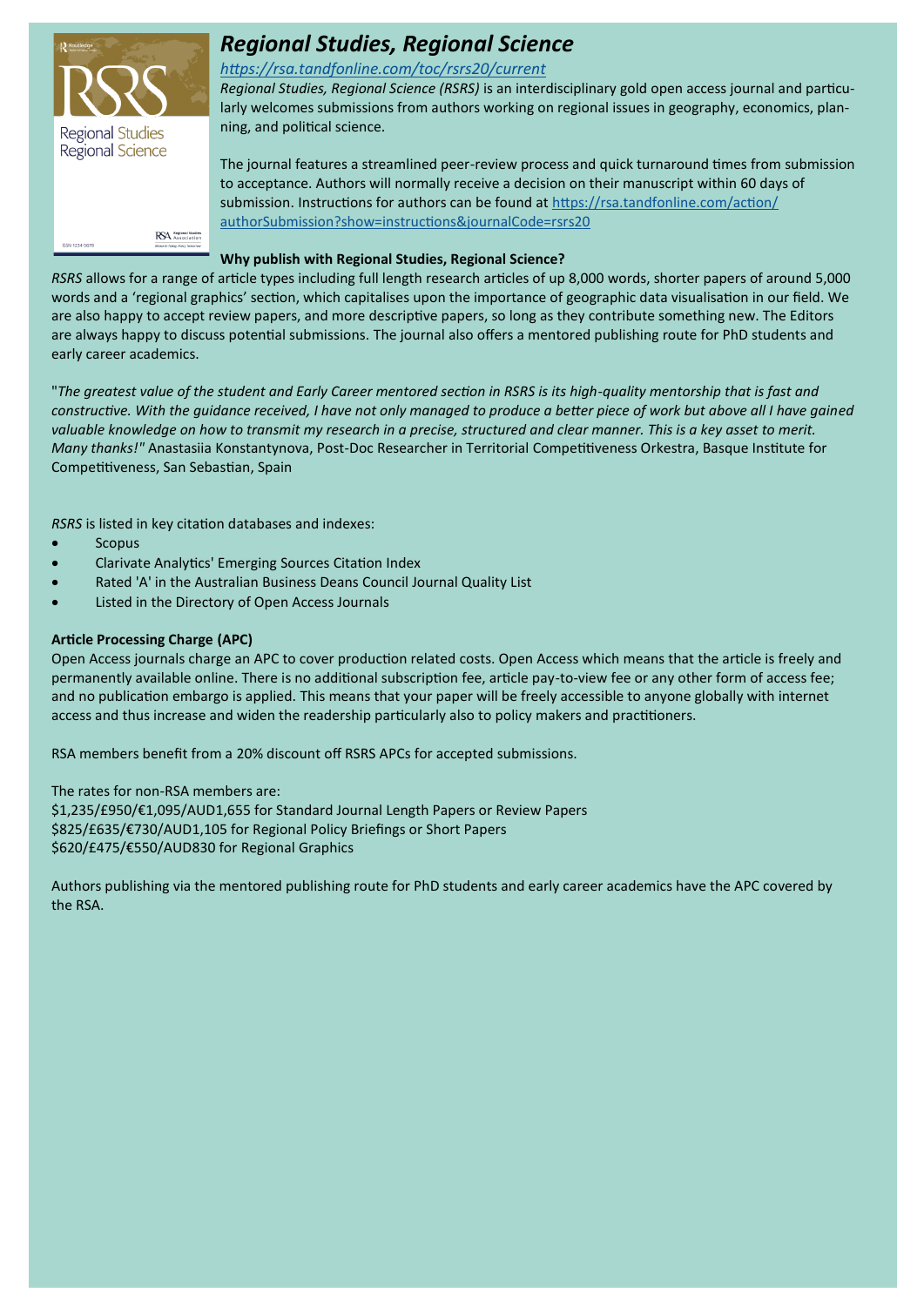# *Regional Studies, Regional Science*

*https://rsa.tandfonline.com/toc/rsrs20/current*

*Regional Studies, Regional Science (RSRS)* is an interdisciplinary gold open access journal and particularly welcomes submissions from authors working on regional issues in geography, economics, planning, and political science.

The journal features a streamlined peer-review process and quick turnaround times from submission to acceptance. Authors will normally receive a decision on their manuscript within 60 days of submission. Instructions for authors can be found at https://rsa.tandfonline.com/action/authorSubmission?show=instructions&journalCode=rsrs20

**Why publish with Regional Studies, Regional Science?**

*RSRS* allows for a range of article types including full length research articles of up 8,000 words, shorter papers of around 5,000 words and a 'regional graphics' section, which capitalises upon the importance of geographic data visualisation in our field. We are also happy to accept review papers, and more descriptive papers, so long as they contribute something new. The Editors are always happy to discuss potential submissions. The journal also offers a mentored publishing route for PhD students and early career academics.

"*The greatest value of the student and Early Career mentored section in RSRS is its high-quality mentorship that is fast and constructive. With the guidance received, I have not only managed to produce a better piece of work but above all I have gained valuable knowledge on how to transmit my research in a precise, structured and clear manner. This is a key asset to merit. Many thanks!"* Anastasiia Konstantynova, Post-Doc Researcher in Territorial Competitiveness Orkestra, Basque Institute for Competitiveness, San Sebastian, Spain

*RSRS* is listed in key citation databases and indexes:

- Scopus
- Clarivate Analytics' Emerging Sources Citation Index
- Rated 'A' in the Australian Business Deans Council Journal Quality List
- Listed in the Directory of Open Access Journals

**Article Processing Charge (APC)**

Open Access journals charge an APC to cover production related costs. Open Access which means that the article is freely and permanently available online. There is no additional subscription fee, article pay-to-view fee or any other form of access fee; and no publication embargo is applied. This means that your paper will be freely accessible to anyone globally with internet access and thus increase and widen the readership particularly also to policy makers and practitioners.

RSA members benefit from a 20% discount off RSRS APCs for accepted submissions.

The rates for non-RSA members are:
$1,235/£950/€1,095/AUD1,655 for Standard Journal Length Papers or Review Papers
$825/£635/€730/AUD1,105 for Regional Policy Briefings or Short Papers
$620/£475/€550/AUD830 for Regional Graphics

Authors publishing via the mentored publishing route for PhD students and early career academics have the APC covered by the RSA.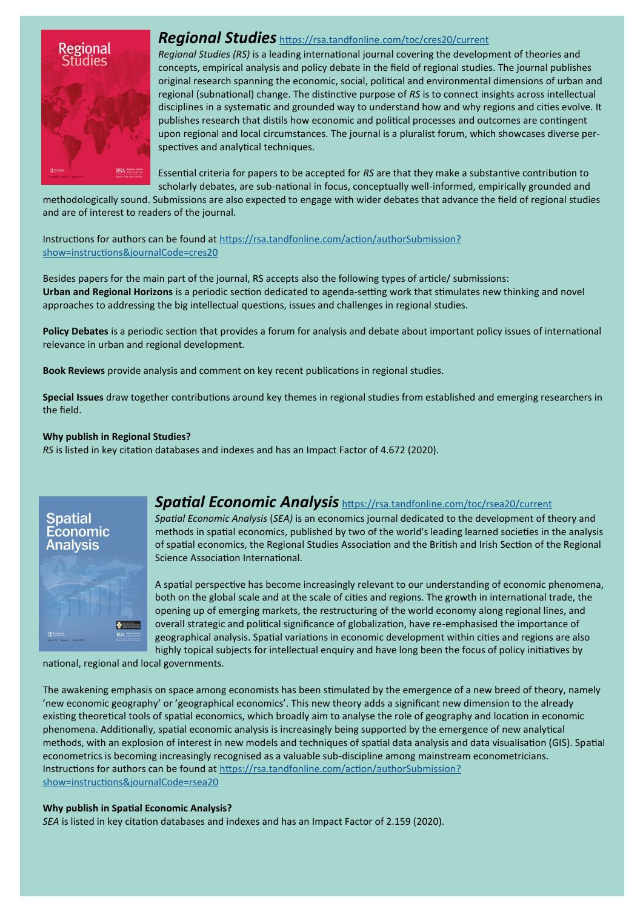## *Regional Studies* https://rsa.tandfonline.com/toc/cres20/current

*Regional Studies (RS)* is a leading international journal covering the development of theories and concepts, empirical analysis and policy debate in the field of regional studies. The journal publishes original research spanning the economic, social, political and environmental dimensions of urban and regional (subnational) change. The distinctive purpose of *RS* is to connect insights across intellectual disciplines in a systematic and grounded way to understand how and why regions and cities evolve. It publishes research that distils how economic and political processes and outcomes are contingent upon regional and local circumstances. The journal is a pluralist forum, which showcases diverse perspectives and analytical techniques.

Essential criteria for papers to be accepted for *RS* are that they make a substantive contribution to scholarly debates, are sub-national in focus, conceptually well-informed, empirically grounded and methodologically sound. Submissions are also expected to engage with wider debates that advance the field of regional studies and are of interest to readers of the journal.

Instructions for authors can be found at https://rsa.tandfonline.com/action/authorSubmission?show=instructions&journalCode=cres20

Besides papers for the main part of the journal, RS accepts also the following types of article/ submissions:

**Urban and Regional Horizons** is a periodic section dedicated to agenda-setting work that stimulates new thinking and novel approaches to addressing the big intellectual questions, issues and challenges in regional studies.

**Policy Debates** is a periodic section that provides a forum for analysis and debate about important policy issues of international relevance in urban and regional development.

**Book Reviews** provide analysis and comment on key recent publications in regional studies.

**Special Issues** draw together contributions around key themes in regional studies from established and emerging researchers in the field.

**Why publish in Regional Studies?**

*RS* is listed in key citation databases and indexes and has an Impact Factor of 4.672 (2020).

## *Spatial Economic Analysis* https://rsa.tandfonline.com/toc/rsea20/current

*Spatial Economic Analysis* (*SEA)* is an economics journal dedicated to the development of theory and methods in spatial economics, published by two of the world's leading learned societies in the analysis of spatial economics, the Regional Studies Association and the British and Irish Section of the Regional Science Association International.

A spatial perspective has become increasingly relevant to our understanding of economic phenomena, both on the global scale and at the scale of cities and regions. The growth in international trade, the opening up of emerging markets, the restructuring of the world economy along regional lines, and overall strategic and political significance of globalization, have re-emphasised the importance of geographical analysis. Spatial variations in economic development within cities and regions are also highly topical subjects for intellectual enquiry and have long been the focus of policy initiatives by national, regional and local governments.

The awakening emphasis on space among economists has been stimulated by the emergence of a new breed of theory, namely 'new economic geography' or 'geographical economics'. This new theory adds a significant new dimension to the already existing theoretical tools of spatial economics, which broadly aim to analyse the role of geography and location in economic phenomena. Additionally, spatial economic analysis is increasingly being supported by the emergence of new analytical methods, with an explosion of interest in new models and techniques of spatial data analysis and data visualisation (GIS). Spatial econometrics is becoming increasingly recognised as a valuable sub-discipline among mainstream econometricians. Instructions for authors can be found at https://rsa.tandfonline.com/action/authorSubmission?show=instructions&journalCode=rsea20

**Why publish in Spatial Economic Analysis?**

*SEA* is listed in key citation databases and indexes and has an Impact Factor of 2.159 (2020).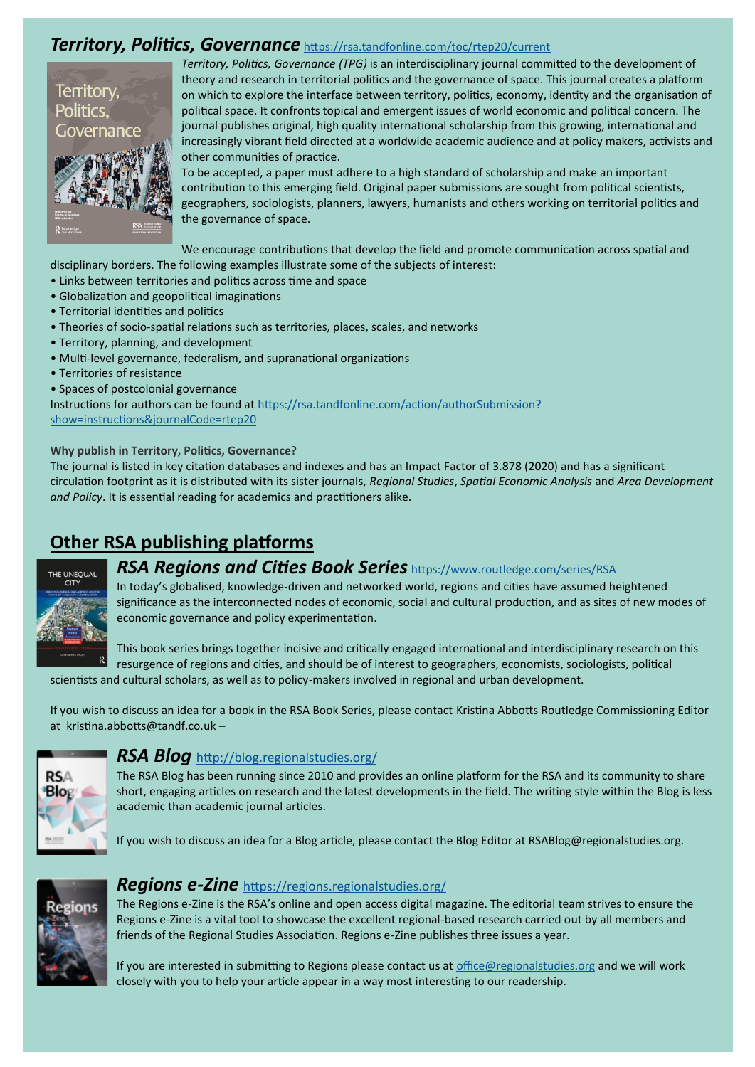## *Territory, Politics, Governance* https://rsa.tandfonline.com/toc/rtep20/current

*Territory, Politics, Governance (TPG)* is an interdisciplinary journal committed to the development of theory and research in territorial politics and the governance of space. This journal creates a platform on which to explore the interface between territory, politics, economy, identity and the organisation of political space. It confronts topical and emergent issues of world economic and political concern. The journal publishes original, high quality international scholarship from this growing, international and increasingly vibrant field directed at a worldwide academic audience and at policy makers, activists and other communities of practice.

To be accepted, a paper must adhere to a high standard of scholarship and make an important contribution to this emerging field. Original paper submissions are sought from political scientists, geographers, sociologists, planners, lawyers, humanists and others working on territorial politics and the governance of space.

We encourage contributions that develop the field and promote communication across spatial and disciplinary borders. The following examples illustrate some of the subjects of interest:

- Links between territories and politics across time and space
- Globalization and geopolitical imaginations
- Territorial identities and politics
- Theories of socio-spatial relations such as territories, places, scales, and networks
- Territory, planning, and development
- Multi-level governance, federalism, and supranational organizations
- Territories of resistance
- Spaces of postcolonial governance

Instructions for authors can be found at https://rsa.tandfonline.com/action/authorSubmission?show=instructions&journalCode=rtep20

**Why publish in Territory, Politics, Governance?**

The journal is listed in key citation databases and indexes and has an Impact Factor of 3.878 (2020) and has a significant circulation footprint as it is distributed with its sister journals, *Regional Studies*, *Spatial Economic Analysis* and *Area Development and Policy*. It is essential reading for academics and practitioners alike.

## Other RSA publishing platforms

### *RSA Regions and Cities Book Series* https://www.routledge.com/series/RSA

In today's globalised, knowledge-driven and networked world, regions and cities have assumed heightened significance as the interconnected nodes of economic, social and cultural production, and as sites of new modes of economic governance and policy experimentation.

This book series brings together incisive and critically engaged international and interdisciplinary research on this resurgence of regions and cities, and should be of interest to geographers, economists, sociologists, political scientists and cultural scholars, as well as to policy-makers involved in regional and urban development.

If you wish to discuss an idea for a book in the RSA Book Series, please contact Kristina Abbotts Routledge Commissioning Editor at kristina.abbotts@tandf.co.uk –

### *RSA Blog* http://blog.regionalstudies.org/

The RSA Blog has been running since 2010 and provides an online platform for the RSA and its community to share short, engaging articles on research and the latest developments in the field. The writing style within the Blog is less academic than academic journal articles.

If you wish to discuss an idea for a Blog article, please contact the Blog Editor at RSABlog@regionalstudies.org.

### *Regions e-Zine* https://regions.regionalstudies.org/

The Regions e-Zine is the RSA's online and open access digital magazine. The editorial team strives to ensure the Regions e-Zine is a vital tool to showcase the excellent regional-based research carried out by all members and friends of the Regional Studies Association. Regions e-Zine publishes three issues a year.

If you are interested in submitting to Regions please contact us at office@regionalstudies.org and we will work closely with you to help your article appear in a way most interesting to our readership.